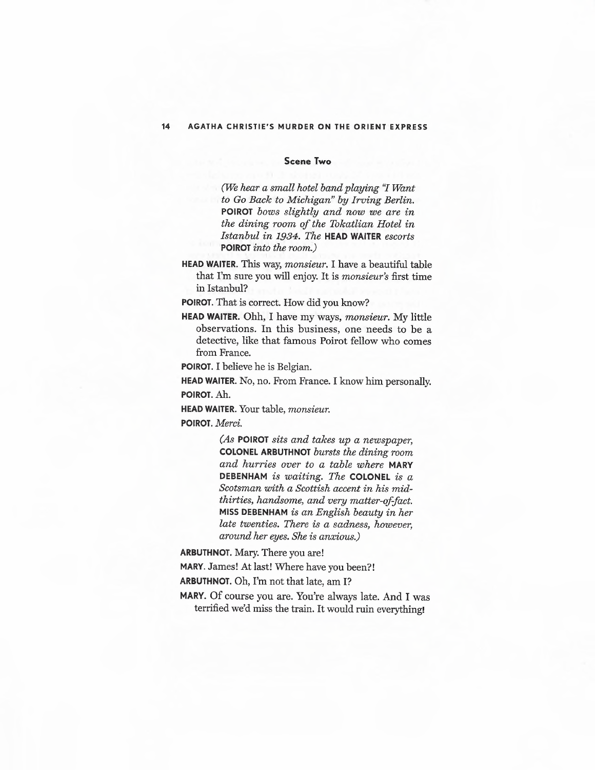## Scene Two

*(We hear a small hotel band playing "I Want to Go Back to Michigan" by Irving Berlin.* **POIROT** *bows slightly and now we are in the dining room of the Tokatlian Hotel in Istanbul in 1934. The* **HEAD WAITER** *escorts* **POIROT** *into the room.)*

**HEAD WAITER.** This way, *monsieur*. I have a beautiful table that I'm sure you will enjoy. It is *monsieur's* first time in Istanbul?

**POIROT.** That is correct. How did you know?

**HEAD WAITER.** Ohh, I have my ways, *monsieur*. My little observations. In this business, one needs to be a detective, like that famous Poirot fellow who comes from France.

**POIROT.** I believe he is Belgian.

**HEAD WAITER.** No, no. From France. I know him personally.

**POIROT.** Ah.

**HEAD WAITER.** Your table, *monsieur*.

**POIROT.** *Merci.*

*(As* **POIROT** *sits and takes up a newspaper,* **COLONEL ARBUTHNOT** *bursts the dining room and hurries over to a table where* **MARY DEBENHAM** *is waiting. The* **COLONEL** *is a Scotsman with a Scottish accent in his mid-thirties, handsome, and very matter-of-fact.* **MISS DEBENHAM** *is an English beauty in her late twenties. There is a sadness, however, around her eyes. She is anxious.)*

**ARBUTHNOT.** Mary. There you are!

**MARY.** James! At last! Where have you been?!

**ARBUTHNOT.** Oh, I'm not that late, am I?

**MARY.** Of course you are. You're always late. And I was terrified we'd miss the train. It would ruin everything!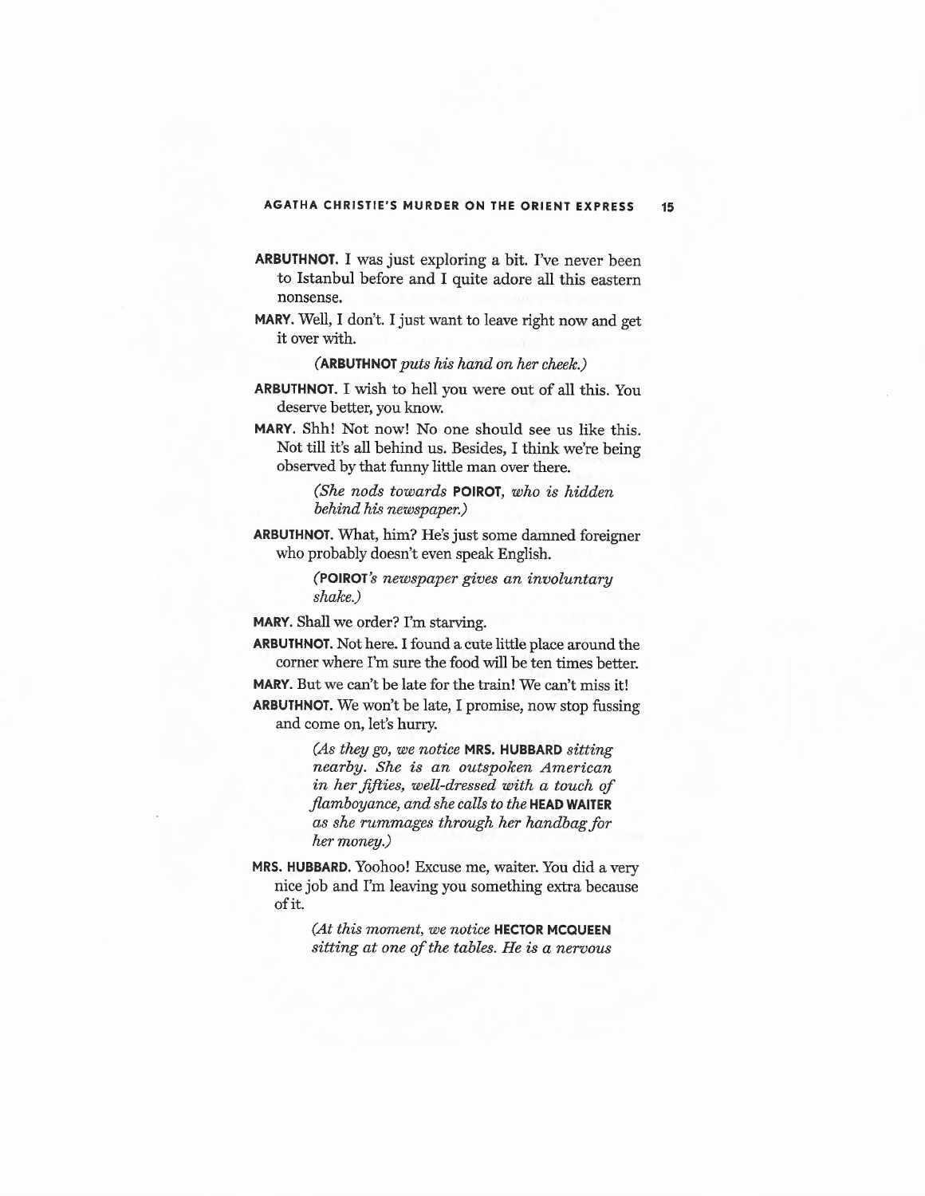**ARBUTHNOT.** I was just exploring a bit. I've never been to Istanbul before and I quite adore all this eastern nonsense.

**MARY.** Well, I don't. I just want to leave right now and get it over with.

*(**ARBUTHNOT** puts his hand on her cheek.)*

**ARBUTHNOT.** I wish to hell you were out of all this. You deserve better, you know.

**MARY.** Shh! Not now! No one should see us like this. Not till it's all behind us. Besides, I think we're being observed by that funny little man over there.

*(She nods towards **POIROT**, who is hidden behind his newspaper.)*

**ARBUTHNOT.** What, him? He's just some damned foreigner who probably doesn't even speak English.

*(**POIROT**'s newspaper gives an involuntary shake.)*

**MARY.** Shall we order? I'm starving.

**ARBUTHNOT.** Not here. I found a cute little place around the corner where I'm sure the food will be ten times better.

**MARY.** But we can't be late for the train! We can't miss it!

**ARBUTHNOT.** We won't be late, I promise, now stop fussing and come on, let's hurry.

*(As they go, we notice **MRS. HUBBARD** sitting nearby. She is an outspoken American in her fifties, well-dressed with a touch of flamboyance, and she calls to the **HEAD WAITER** as she rummages through her handbag for her money.)*

**MRS. HUBBARD.** Yoohoo! Excuse me, waiter. You did a very nice job and I'm leaving you something extra because of it.

*(At this moment, we notice **HECTOR MCQUEEN** sitting at one of the tables. He is a nervous*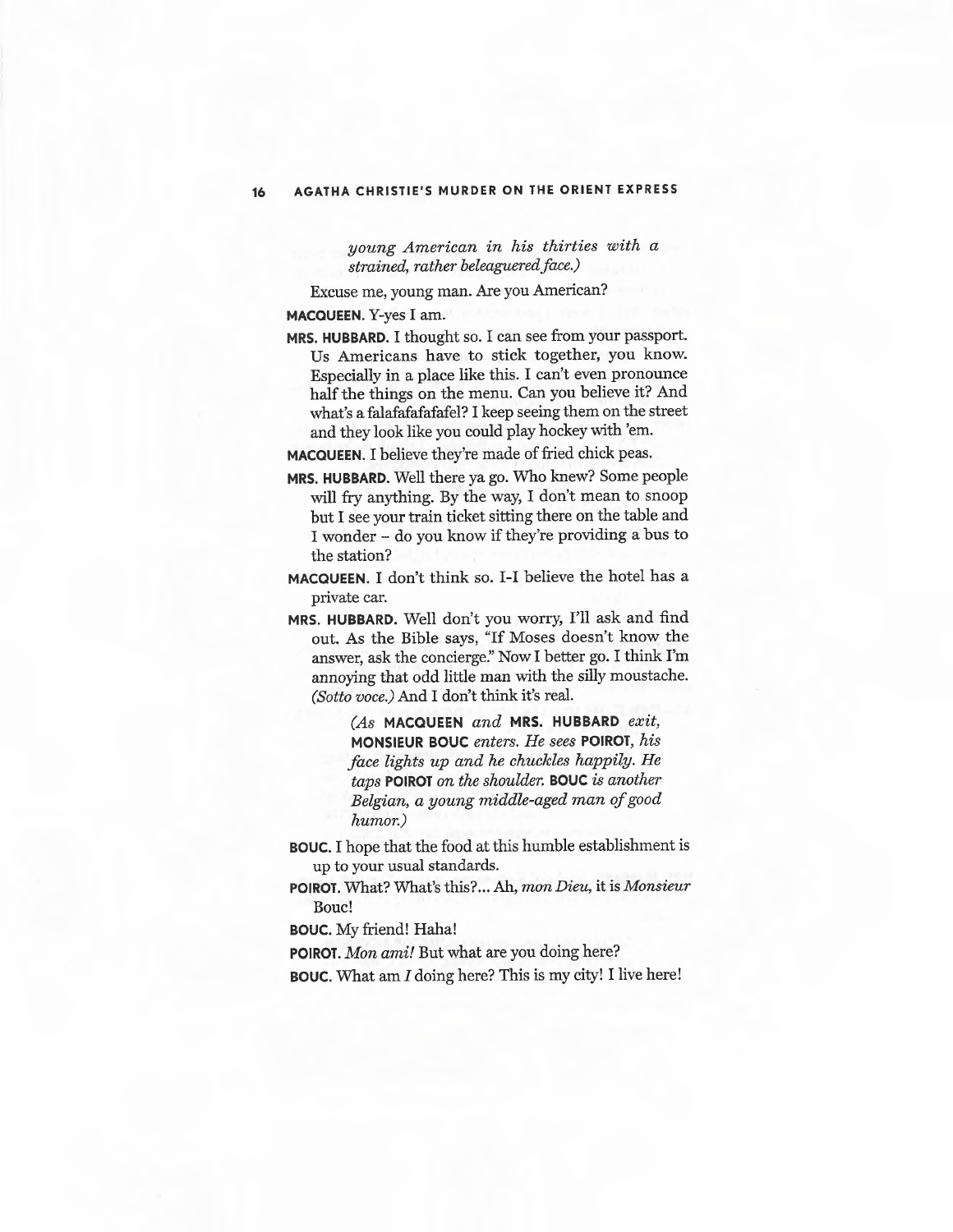*young American in his thirties with a strained, rather beleaguered face.)*

Excuse me, young man. Are you American?

**MACQUEEN.** Y-yes I am.

**MRS. HUBBARD.** I thought so. I can see from your passport. Us Americans have to stick together, you know. Especially in a place like this. I can't even pronounce half the things on the menu. Can you believe it? And what's a falafafafafafel? I keep seeing them on the street and they look like you could play hockey with 'em.

**MACQUEEN.** I believe they're made of fried chick peas.

**MRS. HUBBARD.** Well there ya go. Who knew? Some people will fry anything. By the way, I don't mean to snoop but I see your train ticket sitting there on the table and I wonder – do you know if they're providing a bus to the station?

**MACQUEEN.** I don't think so. I-I believe the hotel has a private car.

**MRS. HUBBARD.** Well don't you worry, I'll ask and find out. As the Bible says, "If Moses doesn't know the answer, ask the concierge." Now I better go. I think I'm annoying that odd little man with the silly moustache. *(Sotto voce.)* And I don't think it's real.

> *(As* **MACQUEEN** *and* **MRS. HUBBARD** *exit,* **MONSIEUR BOUC** *enters. He sees* **POIROT**, *his face lights up and he chuckles happily. He taps* **POIROT** *on the shoulder.* **BOUC** *is another Belgian, a young middle-aged man of good humor.)*

**BOUC.** I hope that the food at this humble establishment is up to your usual standards.

**POIROT.** What? What's this?... Ah, *mon Dieu*, it is *Monsieur* Bouc!

**BOUC.** My friend! Haha!

**POIROT.** *Mon ami!* But what are you doing here?

**BOUC.** What am *I* doing here? This is my city! I live here!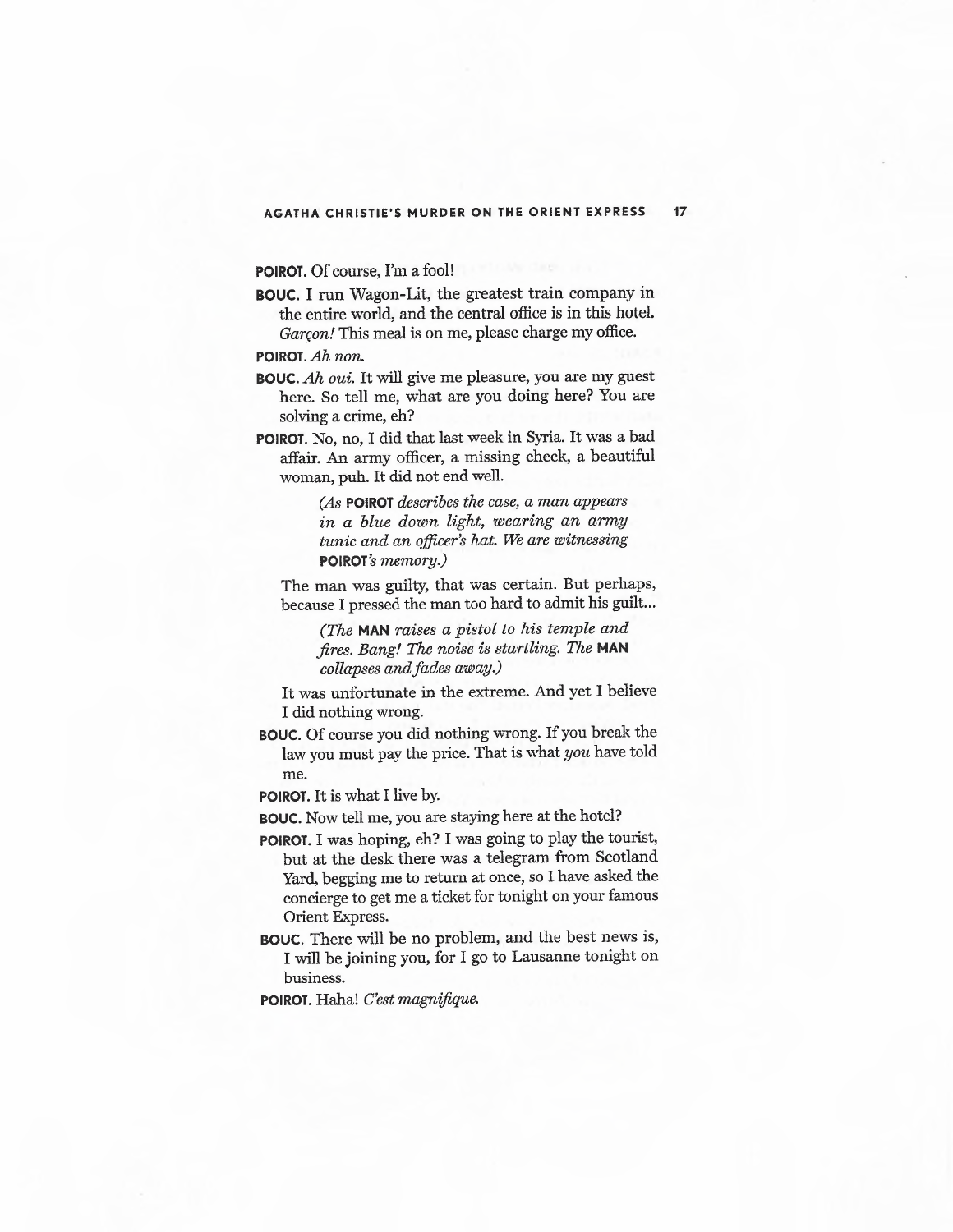**POIROT.** Of course, I'm a fool!

**BOUC.** I run Wagon-Lit, the greatest train company in the entire world, and the central office is in this hotel. *Garçon!* This meal is on me, please charge my office.

**POIROT.** *Ah non.*

**BOUC.** *Ah oui.* It will give me pleasure, you are my guest here. So tell me, what are you doing here? You are solving a crime, eh?

**POIROT.** No, no, I did that last week in Syria. It was a bad affair. An army officer, a missing check, a beautiful woman, puh. It did not end well.

> *(As* **POIROT** *describes the case, a man appears in a blue down light, wearing an army tunic and an officer's hat. We are witnessing* **POIROT***'s memory.)*

The man was guilty, that was certain. But perhaps, because I pressed the man too hard to admit his guilt...

> *(The* **MAN** *raises a pistol to his temple and fires. Bang! The noise is startling. The* **MAN** *collapses and fades away.)*

It was unfortunate in the extreme. And yet I believe I did nothing wrong.

**BOUC.** Of course you did nothing wrong. If you break the law you must pay the price. That is what *you* have told me.

**POIROT.** It is what I live by.

**BOUC.** Now tell me, you are staying here at the hotel?

**POIROT.** I was hoping, eh? I was going to play the tourist, but at the desk there was a telegram from Scotland Yard, begging me to return at once, so I have asked the concierge to get me a ticket for tonight on your famous Orient Express.

**BOUC.** There will be no problem, and the best news is, I will be joining you, for I go to Lausanne tonight on business.

**POIROT.** Haha! *C'est magnifique.*